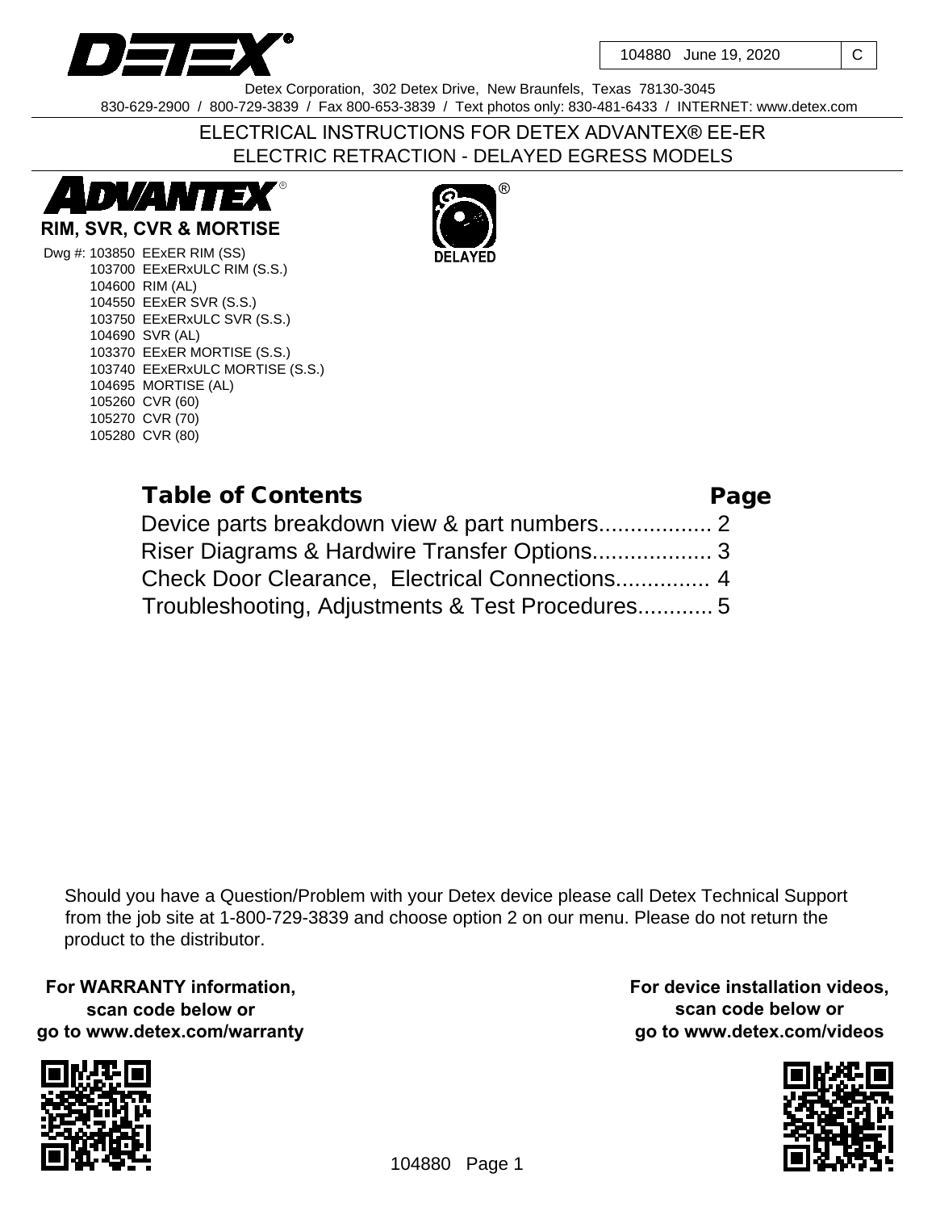DETEX®

104880 June 19, 2020 | C

Detex Corporation, 302 Detex Drive, New Braunfels, Texas 78130-3045
830-629-2900 / 800-729-3839 / Fax 800-653-3839 / Text photos only: 830-481-6433 / INTERNET: www.detex.com

# ELECTRICAL INSTRUCTIONS FOR DETEX ADVANTEX® EE-ER
# ELECTRIC RETRACTION - DELAYED EGRESS MODELS

ADVANTEX®

**RIM, SVR, CVR & MORTISE**

DELAYED®

Dwg #:
- 103850 EExER RIM (SS)
- 103700 EExERxULC RIM (S.S.)
- 104600 RIM (AL)
- 104550 EExER SVR (S.S.)
- 103750 EExERxULC SVR (S.S.)
- 104690 SVR (AL)
- 103370 EExER MORTISE (S.S.)
- 103740 EExERxULC MORTISE (S.S.)
- 104695 MORTISE (AL)
- 105260 CVR (60)
- 105270 CVR (70)
- 105280 CVR (80)

| Table of Contents | Page |
|---|---|
| Device parts breakdown view & part numbers.................. | 2 |
| Riser Diagrams & Hardwire Transfer Options................... | 3 |
| Check Door Clearance, Electrical Connections............... | 4 |
| Troubleshooting, Adjustments & Test Procedures............ | 5 |

Should you have a Question/Problem with your Detex device please call Detex Technical Support from the job site at 1-800-729-3839 and choose option 2 on our menu. Please do not return the product to the distributor.

**For WARRANTY information, scan code below or go to www.detex.com/warranty**

**For device installation videos, scan code below or go to www.detex.com/videos**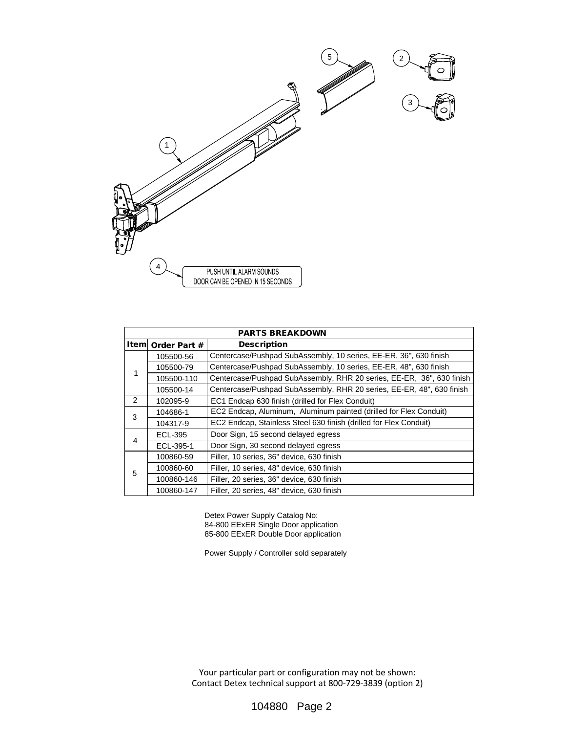PUSH UNTIL ALARM SOUNDS
DOOR CAN BE OPENED IN 15 SECONDS

| PARTS BREAKDOWN | | |
|---|---|---|
| Item | Order Part # | Description |
| 1 | 105500-56 | Centercase/Pushpad SubAssembly, 10 series, EE-ER, 36", 630 finish |
| | 105500-79 | Centercase/Pushpad SubAssembly, 10 series, EE-ER, 48", 630 finish |
| | 105500-110 | Centercase/Pushpad SubAssembly, RHR 20 series, EE-ER, 36", 630 finish |
| | 105500-14 | Centercase/Pushpad SubAssembly, RHR 20 series, EE-ER, 48", 630 finish |
| 2 | 102095-9 | EC1 Endcap 630 finish (drilled for Flex Conduit) |
| 3 | 104686-1 | EC2 Endcap, Aluminum, Aluminum painted (drilled for Flex Conduit) |
| | 104317-9 | EC2 Endcap, Stainless Steel 630 finish (drilled for Flex Conduit) |
| 4 | ECL-395 | Door Sign, 15 second delayed egress |
| | ECL-395-1 | Door Sign, 30 second delayed egress |
| 5 | 100860-59 | Filler, 10 series, 36" device, 630 finish |
| | 100860-60 | Filler, 10 series, 48" device, 630 finish |
| | 100860-146 | Filler, 20 series, 36" device, 630 finish |
| | 100860-147 | Filler, 20 series, 48" device, 630 finish |

Detex Power Supply Catalog No:
84-800 EExER Single Door application
85-800 EExER Double Door application

Power Supply / Controller sold separately

Your particular part or configuration may not be shown:
Contact Detex technical support at 800-729-3839 (option 2)

104880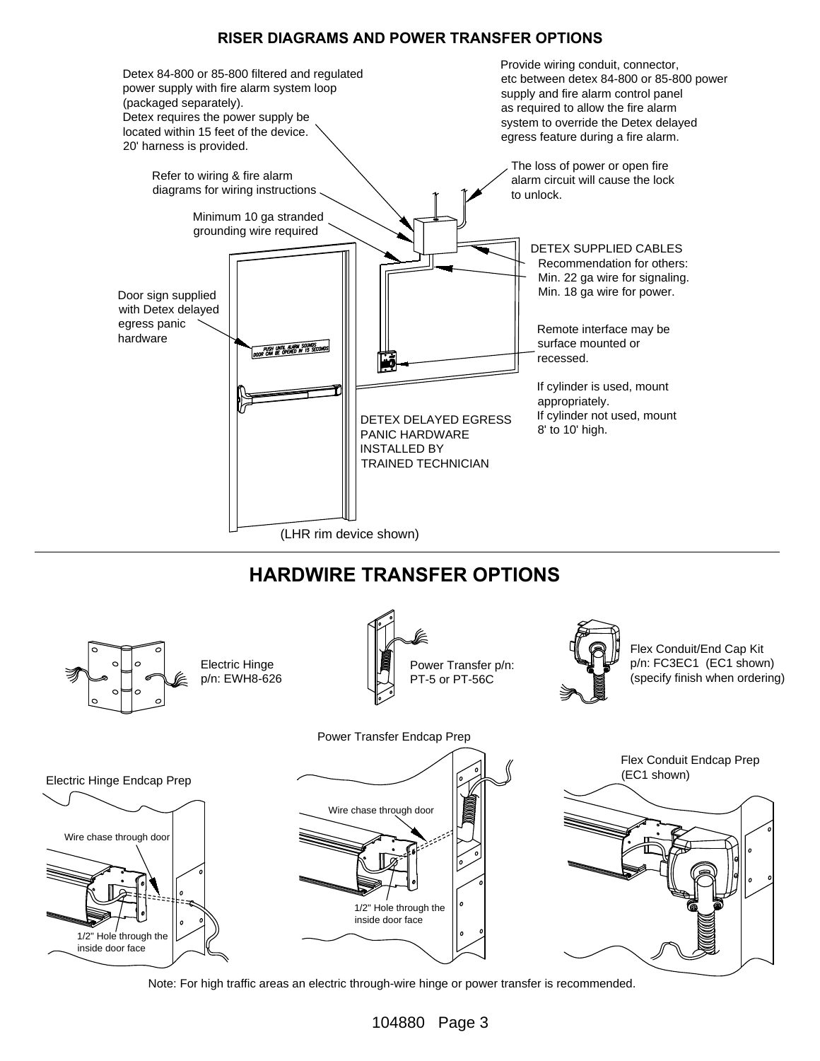## RISER DIAGRAMS AND POWER TRANSFER OPTIONS

Detex 84-800 or 85-800 filtered and regulated power supply with fire alarm system loop (packaged separately).
Detex requires the power supply be located within 15 feet of the device.
20' harness is provided.

Provide wiring conduit, connector, etc between detex 84-800 or 85-800 power supply and fire alarm control panel as required to allow the fire alarm system to override the Detex delayed egress feature during a fire alarm.

The loss of power or open fire alarm circuit will cause the lock to unlock.

Refer to wiring & fire alarm diagrams for wiring instructions

Minimum 10 ga stranded grounding wire required

DETEX SUPPLIED CABLES
Recommendation for others:
Min. 22 ga wire for signaling.
Min. 18 ga wire for power.

Door sign supplied with Detex delayed egress panic hardware

PUSH UNTIL ALARM SOUNDS
DOOR CAN BE OPENED IN 15 SECONDS

Remote interface may be surface mounted or recessed.

If cylinder is used, mount appropriately.
If cylinder not used, mount 8' to 10' high.

DETEX DELAYED EGRESS PANIC HARDWARE INSTALLED BY TRAINED TECHNICIAN

(LHR rim device shown)

## HARDWIRE TRANSFER OPTIONS

Electric Hinge
p/n: EWH8-626

Power Transfer p/n:
PT-5 or PT-56C

Flex Conduit/End Cap Kit
p/n: FC3EC1 (EC1 shown)
(specify finish when ordering)

Electric Hinge Endcap Prep

Wire chase through door

1/2" Hole through the inside door face

Power Transfer Endcap Prep

Wire chase through door

1/2" Hole through the inside door face

Flex Conduit Endcap Prep
(EC1 shown)

Note: For high traffic areas an electric through-wire hinge or power transfer is recommended.

104880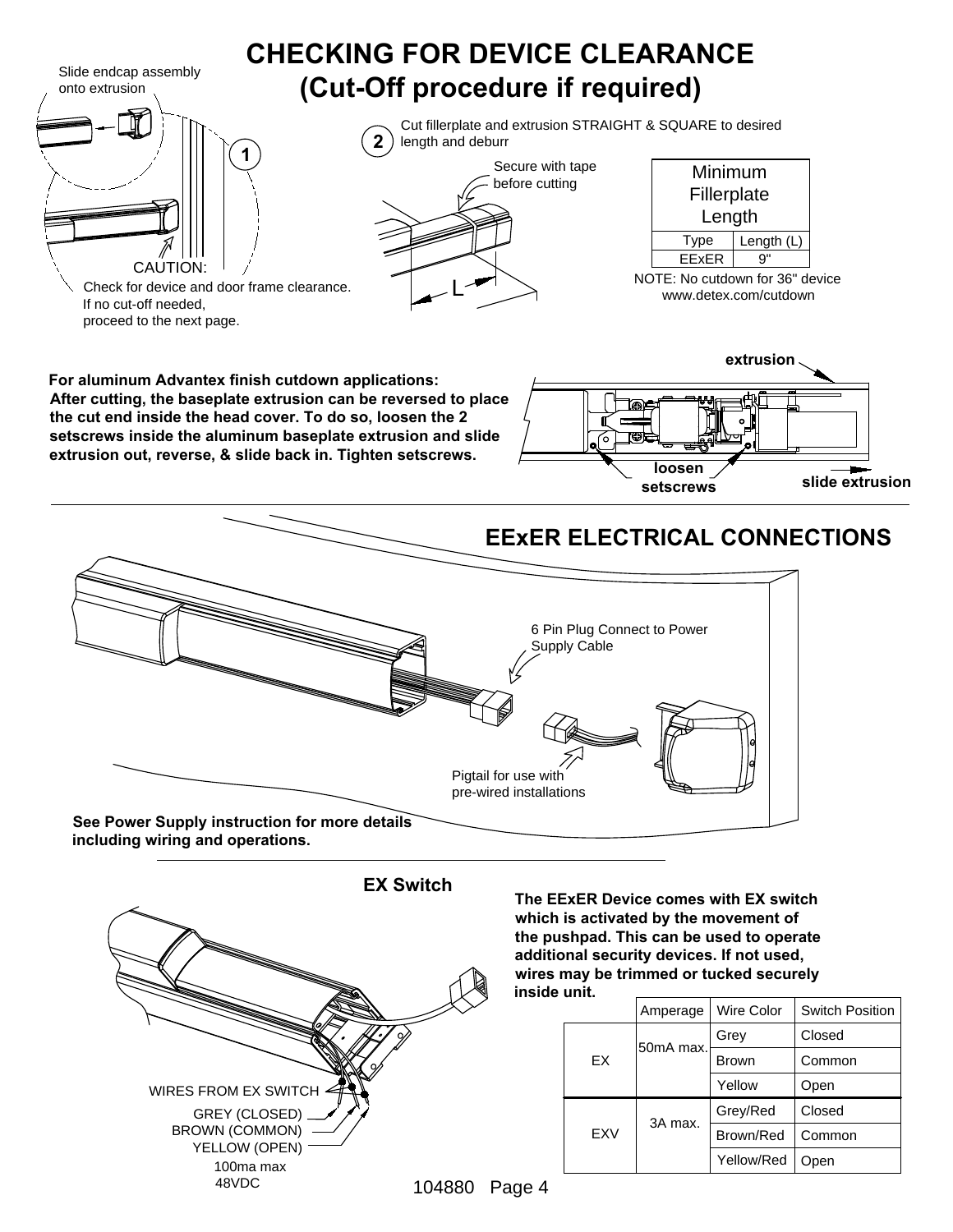# CHECKING FOR DEVICE CLEARANCE (Cut-Off procedure if required)

Slide endcap assembly onto extrusion

**1**

CAUTION:

Check for device and door frame clearance. If no cut-off needed, proceed to the next page.

**2** Cut fillerplate and extrusion STRAIGHT & SQUARE to desired length and deburr

Secure with tape before cutting

L

| Minimum Fillerplate Length | |
|---|---|
| Type | Length (L) |
| EExER | 9" |

NOTE: No cutdown for 36" device
www.detex.com/cutdown

**For aluminum Advantex finish cutdown applications:**
**After cutting, the baseplate extrusion can be reversed to place the cut end inside the head cover. To do so, loosen the 2 setscrews inside the aluminum baseplate extrusion and slide extrusion out, reverse, & slide back in. Tighten setscrews.**

**extrusion**

**loosen setscrews**

**slide extrusion**

# EExER ELECTRICAL CONNECTIONS

6 Pin Plug Connect to Power Supply Cable

Pigtail for use with pre-wired installations

**See Power Supply instruction for more details including wiring and operations.**

## EX Switch

WIRES FROM EX SWITCH
GREY (CLOSED)
BROWN (COMMON)
YELLOW (OPEN)
100ma max
48VDC

**The EExER Device comes with EX switch which is activated by the movement of the pushpad. This can be used to operate additional security devices. If not used, wires may be trimmed or tucked securely inside unit.**

| | Amperage | Wire Color | Switch Position |
|---|---|---|---|
| EX | 50mA max. | Grey | Closed |
| | | Brown | Common |
| | | Yellow | Open |
| EXV | 3A max. | Grey/Red | Closed |
| | | Brown/Red | Common |
| | | Yellow/Red | Open |

104880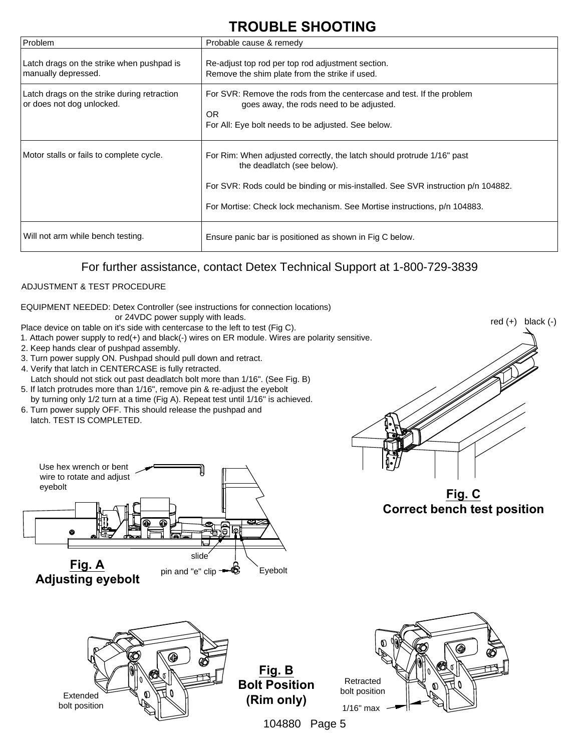# TROUBLE SHOOTING

| Problem | Probable cause & remedy |
|---|---|
| Latch drags on the strike when pushpad is manually depressed. | Re-adjust top rod per top rod adjustment section. Remove the shim plate from the strike if used. |
| Latch drags on the strike during retraction or does not dog unlocked. | For SVR: Remove the rods from the centercase and test. If the problem goes away, the rods need to be adjusted. OR For All: Eye bolt needs to be adjusted. See below. |
| Motor stalls or fails to complete cycle. | For Rim: When adjusted correctly, the latch should protrude 1/16" past the deadlatch (see below). For SVR: Rods could be binding or mis-installed. See SVR instruction p/n 104882. For Mortise: Check lock mechanism. See Mortise instructions, p/n 104883. |
| Will not arm while bench testing. | Ensure panic bar is positioned as shown in Fig C below. |

For further assistance, contact Detex Technical Support at 1-800-729-3839

ADJUSTMENT & TEST PROCEDURE

EQUIPMENT NEEDED: Detex Controller (see instructions for connection locations) or 24VDC power supply with leads.

Place device on table on it's side with centercase to the left to test (Fig C).

1. Attach power supply to red(+) and black(-) wires on ER module. Wires are polarity sensitive.
2. Keep hands clear of pushpad assembly.
3. Turn power supply ON. Pushpad should pull down and retract.
4. Verify that latch in CENTERCASE is fully retracted. Latch should not stick out past deadlatch bolt more than 1/16". (See Fig. B)
5. If latch protrudes more than 1/16", remove pin & re-adjust the eyebolt by turning only 1/2 turn at a time (Fig A). Repeat test until 1/16" is achieved.
6. Turn power supply OFF. This should release the pushpad and latch. TEST IS COMPLETED.

red (+) black (-)

**Fig. C**
**Correct bench test position**

Use hex wrench or bent wire to rotate and adjust eyebolt

slide

pin and "e" clip

Eyebolt

**Fig. A**
**Adjusting eyebolt**

Extended bolt position

Retracted bolt position

1/16" max

**Fig. B**
**Bolt Position (Rim only)**